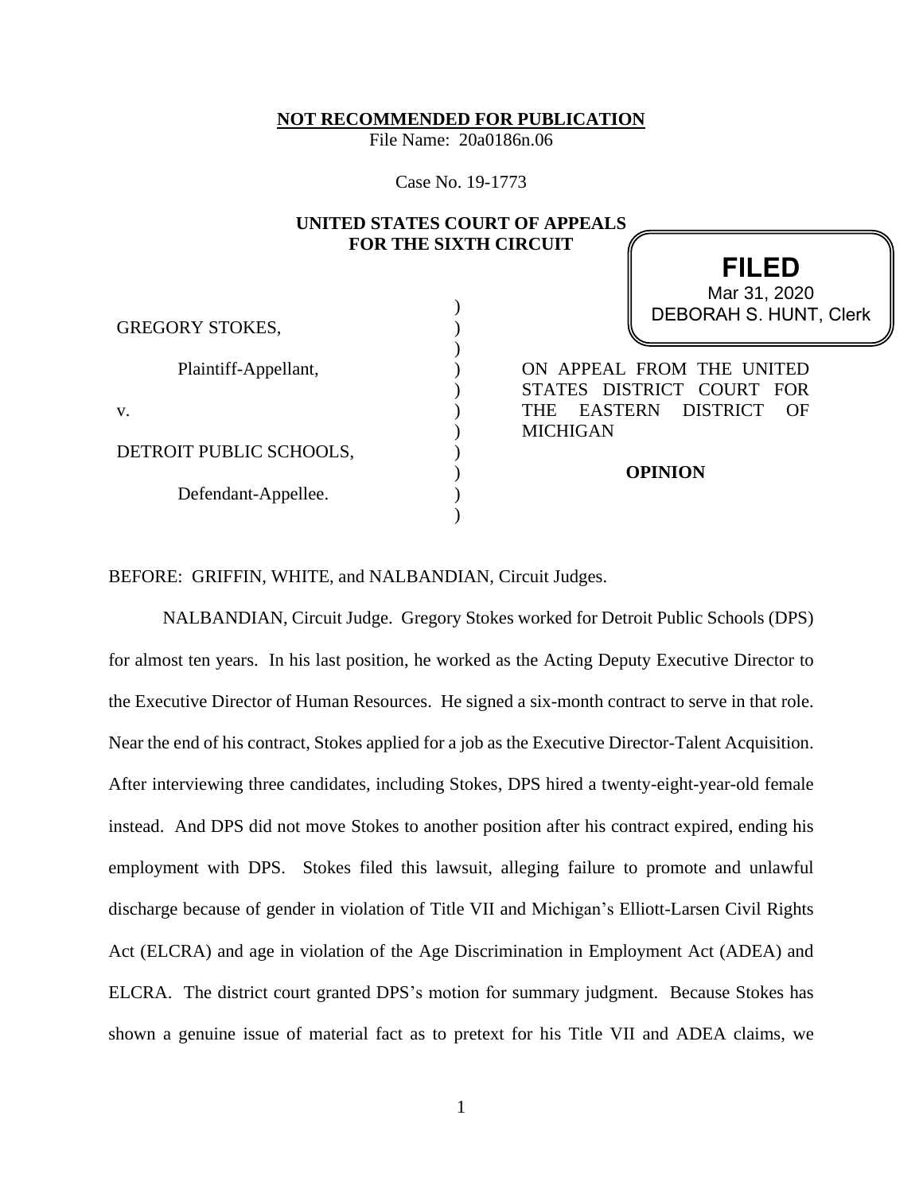**NOT RECOMMENDED FOR PUBLICATION**

File Name: 20a0186n.06

Case No. 19-1773

**UNITED STATES COURT OF APPEALS FOR THE SIXTH CIRCUIT**

**FILED**
Mar 31, 2020
DEBORAH S. HUNT, Clerk

GREGORY STOKES,

Plaintiff-Appellant,

v.

DETROIT PUBLIC SCHOOLS,

Defendant-Appellee.

ON APPEAL FROM THE UNITED STATES DISTRICT COURT FOR THE EASTERN DISTRICT OF MICHIGAN

**OPINION**

BEFORE: GRIFFIN, WHITE, and NALBANDIAN, Circuit Judges.

NALBANDIAN, Circuit Judge. Gregory Stokes worked for Detroit Public Schools (DPS) for almost ten years. In his last position, he worked as the Acting Deputy Executive Director to the Executive Director of Human Resources. He signed a six-month contract to serve in that role. Near the end of his contract, Stokes applied for a job as the Executive Director-Talent Acquisition. After interviewing three candidates, including Stokes, DPS hired a twenty-eight-year-old female instead. And DPS did not move Stokes to another position after his contract expired, ending his employment with DPS. Stokes filed this lawsuit, alleging failure to promote and unlawful discharge because of gender in violation of Title VII and Michigan's Elliott-Larsen Civil Rights Act (ELCRA) and age in violation of the Age Discrimination in Employment Act (ADEA) and ELCRA. The district court granted DPS's motion for summary judgment. Because Stokes has shown a genuine issue of material fact as to pretext for his Title VII and ADEA claims, we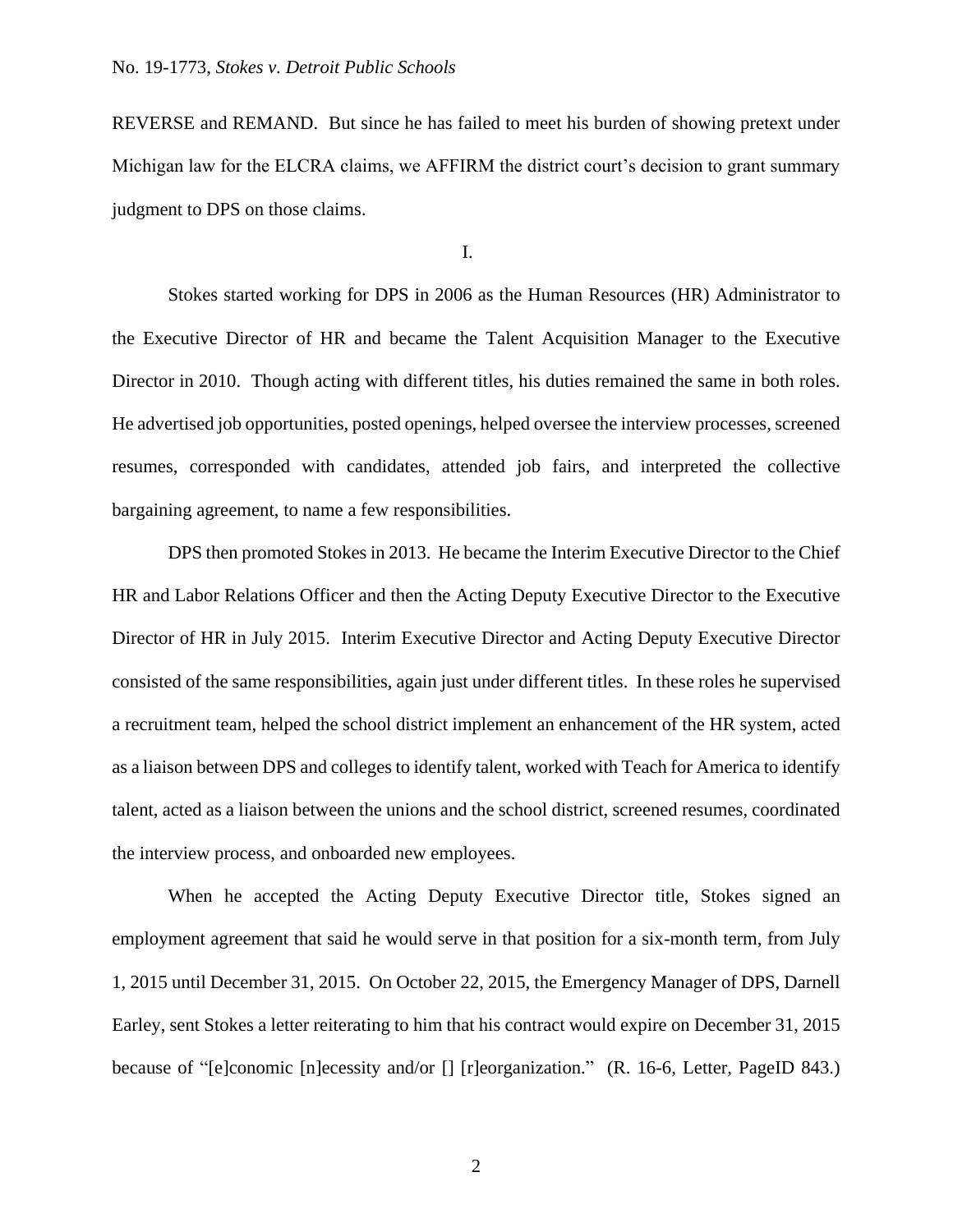REVERSE and REMAND. But since he has failed to meet his burden of showing pretext under Michigan law for the ELCRA claims, we AFFIRM the district court's decision to grant summary judgment to DPS on those claims.

## I.

Stokes started working for DPS in 2006 as the Human Resources (HR) Administrator to the Executive Director of HR and became the Talent Acquisition Manager to the Executive Director in 2010. Though acting with different titles, his duties remained the same in both roles. He advertised job opportunities, posted openings, helped oversee the interview processes, screened resumes, corresponded with candidates, attended job fairs, and interpreted the collective bargaining agreement, to name a few responsibilities.

DPS then promoted Stokes in 2013. He became the Interim Executive Director to the Chief HR and Labor Relations Officer and then the Acting Deputy Executive Director to the Executive Director of HR in July 2015. Interim Executive Director and Acting Deputy Executive Director consisted of the same responsibilities, again just under different titles. In these roles he supervised a recruitment team, helped the school district implement an enhancement of the HR system, acted as a liaison between DPS and colleges to identify talent, worked with Teach for America to identify talent, acted as a liaison between the unions and the school district, screened resumes, coordinated the interview process, and onboarded new employees.

When he accepted the Acting Deputy Executive Director title, Stokes signed an employment agreement that said he would serve in that position for a six-month term, from July 1, 2015 until December 31, 2015. On October 22, 2015, the Emergency Manager of DPS, Darnell Earley, sent Stokes a letter reiterating to him that his contract would expire on December 31, 2015 because of "[e]conomic [n]ecessity and/or [] [r]eorganization." (R. 16-6, Letter, PageID 843.)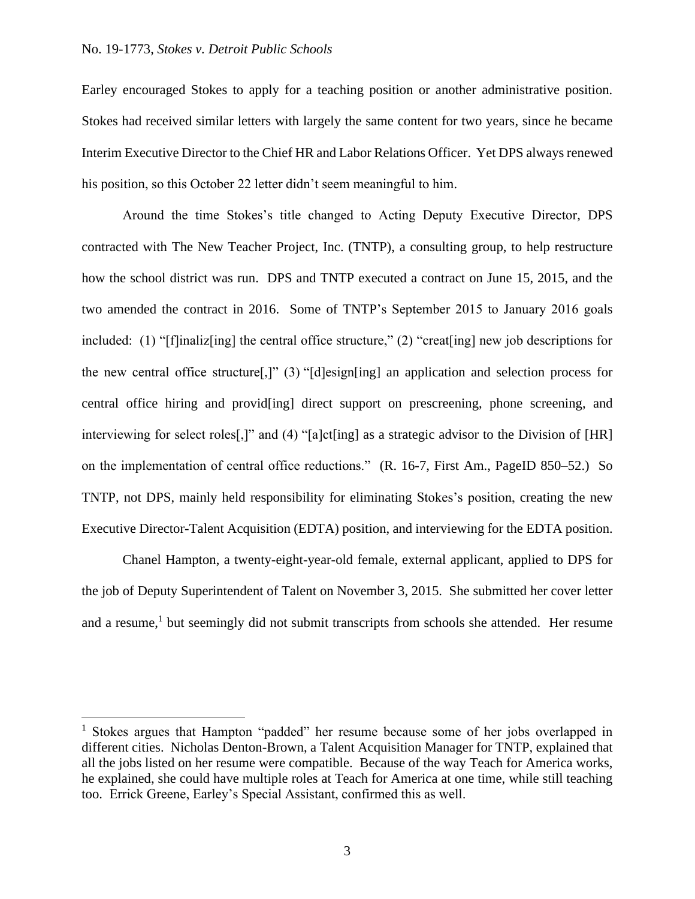Earley encouraged Stokes to apply for a teaching position or another administrative position. Stokes had received similar letters with largely the same content for two years, since he became Interim Executive Director to the Chief HR and Labor Relations Officer. Yet DPS always renewed his position, so this October 22 letter didn't seem meaningful to him.

Around the time Stokes's title changed to Acting Deputy Executive Director, DPS contracted with The New Teacher Project, Inc. (TNTP), a consulting group, to help restructure how the school district was run. DPS and TNTP executed a contract on June 15, 2015, and the two amended the contract in 2016. Some of TNTP's September 2015 to January 2016 goals included: (1) "[f]inaliz[ing] the central office structure," (2) "creat[ing] new job descriptions for the new central office structure[,]" (3) "[d]esign[ing] an application and selection process for central office hiring and provid[ing] direct support on prescreening, phone screening, and interviewing for select roles[,]" and (4) "[a]ct[ing] as a strategic advisor to the Division of [HR] on the implementation of central office reductions." (R. 16-7, First Am., PageID 850–52.) So TNTP, not DPS, mainly held responsibility for eliminating Stokes's position, creating the new Executive Director-Talent Acquisition (EDTA) position, and interviewing for the EDTA position.

Chanel Hampton, a twenty-eight-year-old female, external applicant, applied to DPS for the job of Deputy Superintendent of Talent on November 3, 2015. She submitted her cover letter and a resume,[1] but seemingly did not submit transcripts from schools she attended. Her resume

[1] Stokes argues that Hampton "padded" her resume because some of her jobs overlapped in different cities. Nicholas Denton-Brown, a Talent Acquisition Manager for TNTP, explained that all the jobs listed on her resume were compatible. Because of the way Teach for America works, he explained, she could have multiple roles at Teach for America at one time, while still teaching too. Errick Greene, Earley's Special Assistant, confirmed this as well.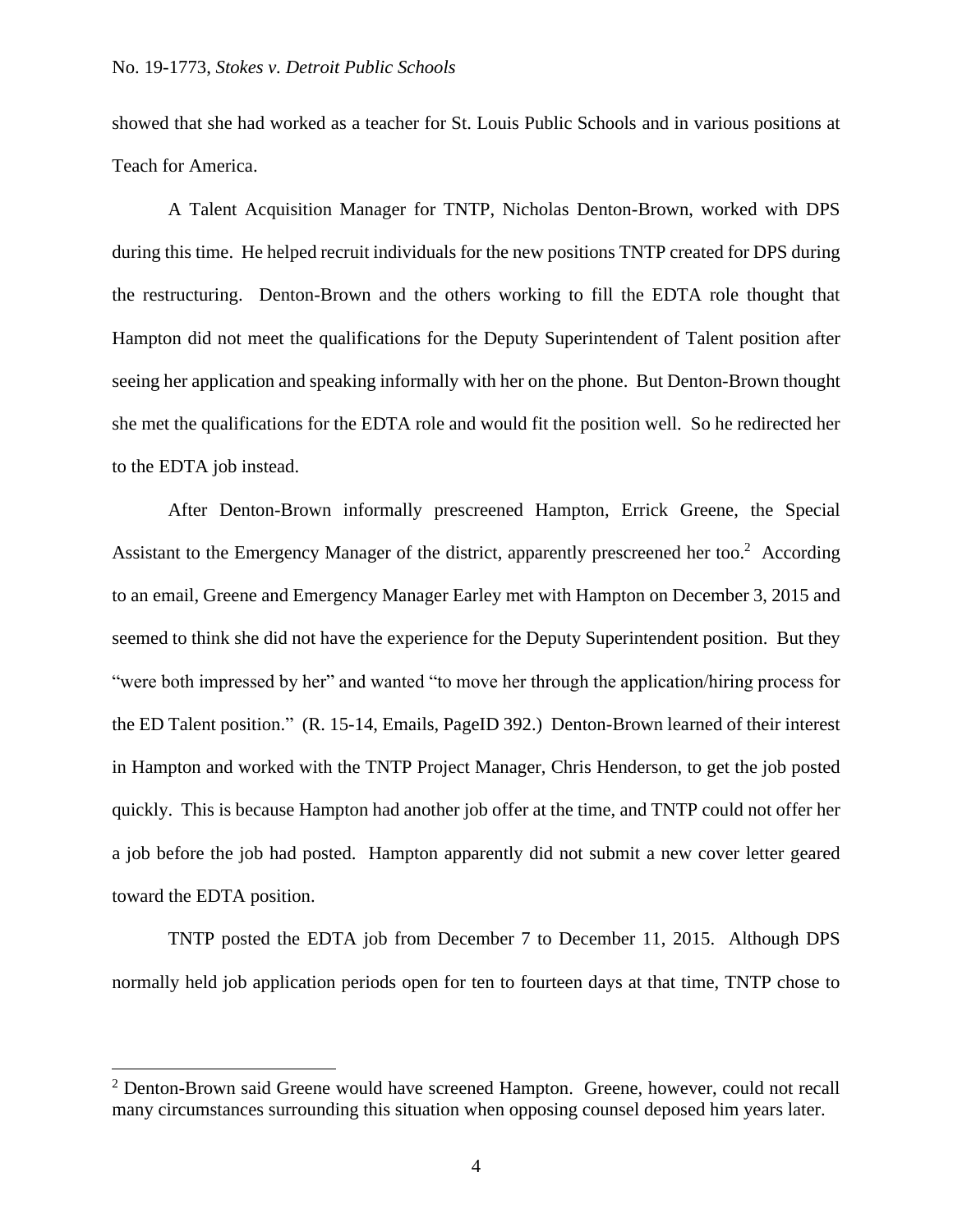showed that she had worked as a teacher for St. Louis Public Schools and in various positions at Teach for America.

A Talent Acquisition Manager for TNTP, Nicholas Denton-Brown, worked with DPS during this time. He helped recruit individuals for the new positions TNTP created for DPS during the restructuring. Denton-Brown and the others working to fill the EDTA role thought that Hampton did not meet the qualifications for the Deputy Superintendent of Talent position after seeing her application and speaking informally with her on the phone. But Denton-Brown thought she met the qualifications for the EDTA role and would fit the position well. So he redirected her to the EDTA job instead.

After Denton-Brown informally prescreened Hampton, Errick Greene, the Special Assistant to the Emergency Manager of the district, apparently prescreened her too.[2] According to an email, Greene and Emergency Manager Earley met with Hampton on December 3, 2015 and seemed to think she did not have the experience for the Deputy Superintendent position. But they "were both impressed by her" and wanted "to move her through the application/hiring process for the ED Talent position." (R. 15-14, Emails, PageID 392.) Denton-Brown learned of their interest in Hampton and worked with the TNTP Project Manager, Chris Henderson, to get the job posted quickly. This is because Hampton had another job offer at the time, and TNTP could not offer her a job before the job had posted. Hampton apparently did not submit a new cover letter geared toward the EDTA position.

TNTP posted the EDTA job from December 7 to December 11, 2015. Although DPS normally held job application periods open for ten to fourteen days at that time, TNTP chose to

---

[2] Denton-Brown said Greene would have screened Hampton. Greene, however, could not recall many circumstances surrounding this situation when opposing counsel deposed him years later.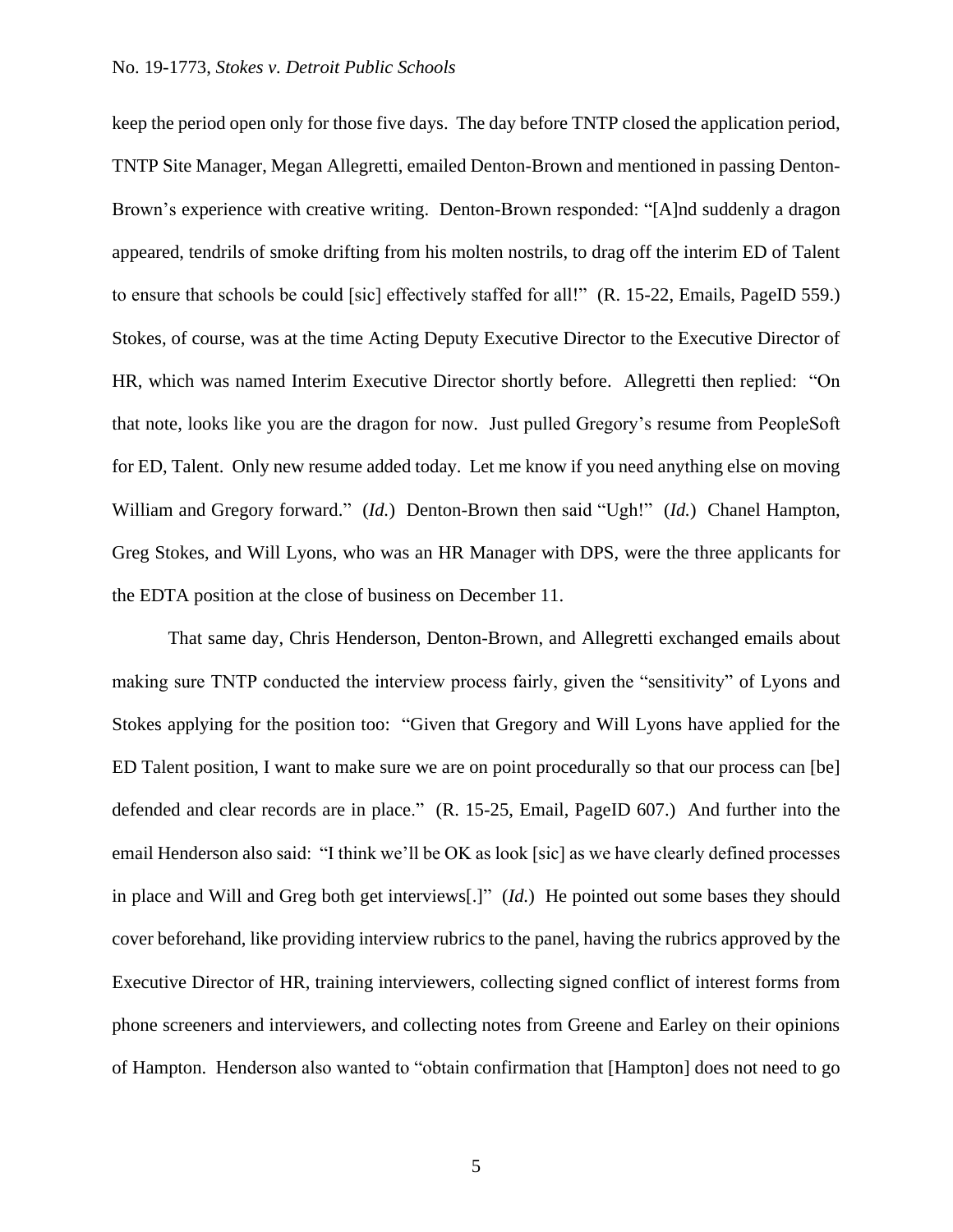keep the period open only for those five days. The day before TNTP closed the application period, TNTP Site Manager, Megan Allegretti, emailed Denton-Brown and mentioned in passing Denton-Brown's experience with creative writing. Denton-Brown responded: "[A]nd suddenly a dragon appeared, tendrils of smoke drifting from his molten nostrils, to drag off the interim ED of Talent to ensure that schools be could [sic] effectively staffed for all!" (R. 15-22, Emails, PageID 559.) Stokes, of course, was at the time Acting Deputy Executive Director to the Executive Director of HR, which was named Interim Executive Director shortly before. Allegretti then replied: "On that note, looks like you are the dragon for now. Just pulled Gregory's resume from PeopleSoft for ED, Talent. Only new resume added today. Let me know if you need anything else on moving William and Gregory forward." (*Id.*) Denton-Brown then said "Ugh!" (*Id.*) Chanel Hampton, Greg Stokes, and Will Lyons, who was an HR Manager with DPS, were the three applicants for the EDTA position at the close of business on December 11.

That same day, Chris Henderson, Denton-Brown, and Allegretti exchanged emails about making sure TNTP conducted the interview process fairly, given the "sensitivity" of Lyons and Stokes applying for the position too: "Given that Gregory and Will Lyons have applied for the ED Talent position, I want to make sure we are on point procedurally so that our process can [be] defended and clear records are in place." (R. 15-25, Email, PageID 607.) And further into the email Henderson also said: "I think we'll be OK as look [sic] as we have clearly defined processes in place and Will and Greg both get interviews[.]" (*Id.*) He pointed out some bases they should cover beforehand, like providing interview rubrics to the panel, having the rubrics approved by the Executive Director of HR, training interviewers, collecting signed conflict of interest forms from phone screeners and interviewers, and collecting notes from Greene and Earley on their opinions of Hampton. Henderson also wanted to "obtain confirmation that [Hampton] does not need to go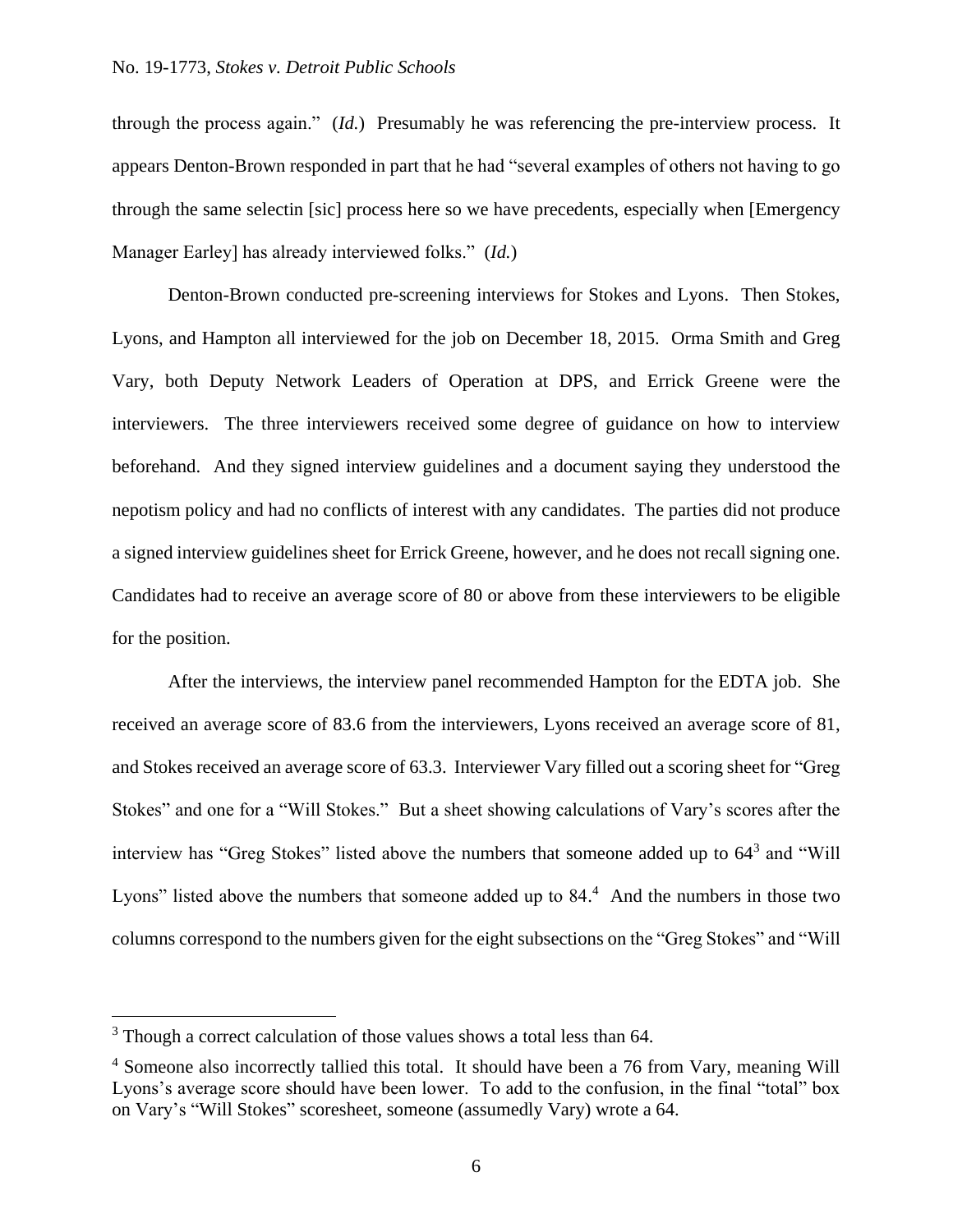through the process again." (*Id.*) Presumably he was referencing the pre-interview process. It appears Denton-Brown responded in part that he had "several examples of others not having to go through the same selectin [sic] process here so we have precedents, especially when [Emergency Manager Earley] has already interviewed folks." (*Id.*)

Denton-Brown conducted pre-screening interviews for Stokes and Lyons. Then Stokes, Lyons, and Hampton all interviewed for the job on December 18, 2015. Orma Smith and Greg Vary, both Deputy Network Leaders of Operation at DPS, and Errick Greene were the interviewers. The three interviewers received some degree of guidance on how to interview beforehand. And they signed interview guidelines and a document saying they understood the nepotism policy and had no conflicts of interest with any candidates. The parties did not produce a signed interview guidelines sheet for Errick Greene, however, and he does not recall signing one. Candidates had to receive an average score of 80 or above from these interviewers to be eligible for the position.

After the interviews, the interview panel recommended Hampton for the EDTA job. She received an average score of 83.6 from the interviewers, Lyons received an average score of 81, and Stokes received an average score of 63.3. Interviewer Vary filled out a scoring sheet for "Greg Stokes" and one for a "Will Stokes." But a sheet showing calculations of Vary's scores after the interview has "Greg Stokes" listed above the numbers that someone added up to 64[3] and "Will Lyons" listed above the numbers that someone added up to 84.[4] And the numbers in those two columns correspond to the numbers given for the eight subsections on the "Greg Stokes" and "Will

---

[3] Though a correct calculation of those values shows a total less than 64.

[4] Someone also incorrectly tallied this total. It should have been a 76 from Vary, meaning Will Lyons's average score should have been lower. To add to the confusion, in the final "total" box on Vary's "Will Stokes" scoresheet, someone (assumedly Vary) wrote a 64.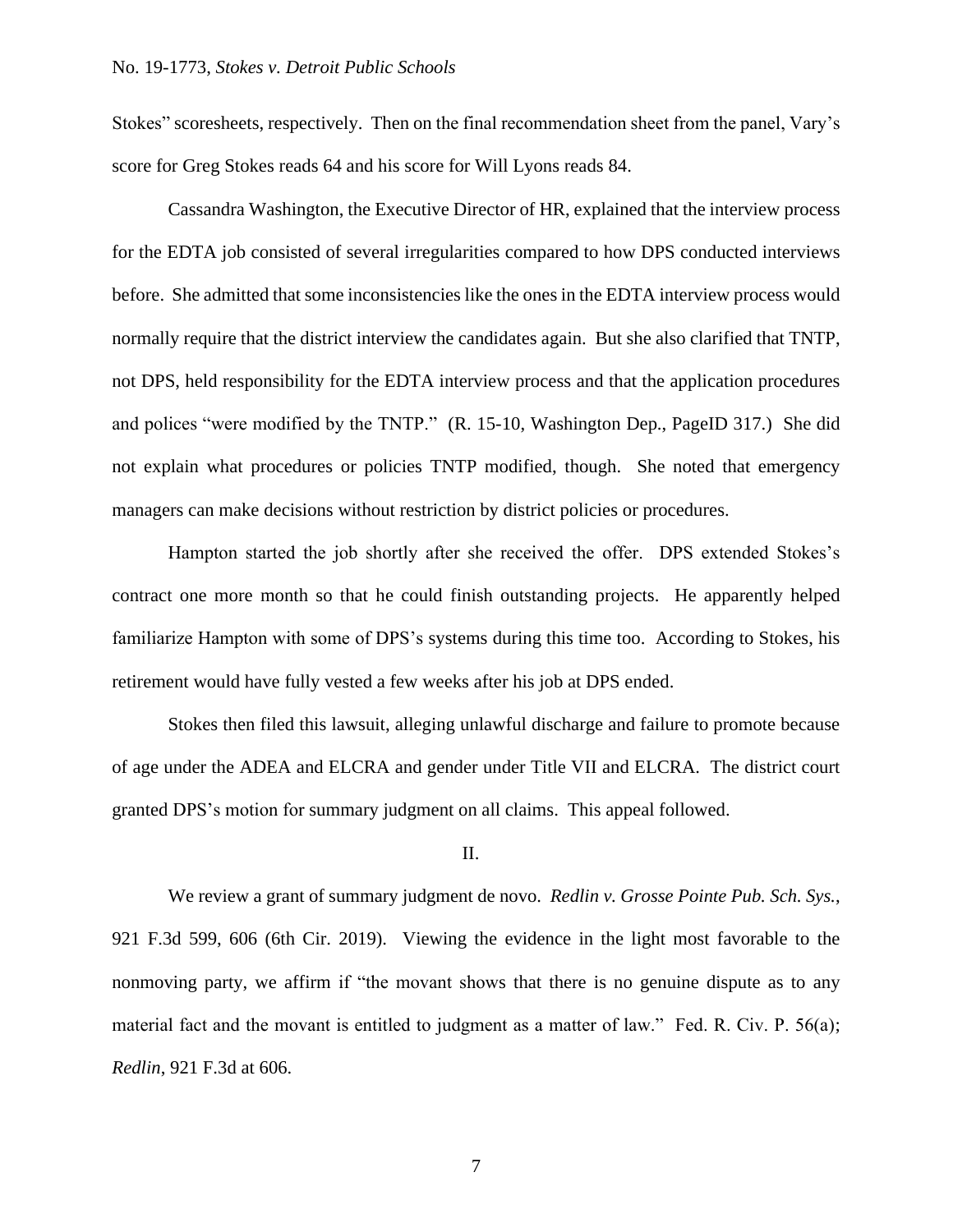Stokes" scoresheets, respectively. Then on the final recommendation sheet from the panel, Vary's score for Greg Stokes reads 64 and his score for Will Lyons reads 84.

Cassandra Washington, the Executive Director of HR, explained that the interview process for the EDTA job consisted of several irregularities compared to how DPS conducted interviews before. She admitted that some inconsistencies like the ones in the EDTA interview process would normally require that the district interview the candidates again. But she also clarified that TNTP, not DPS, held responsibility for the EDTA interview process and that the application procedures and polices "were modified by the TNTP." (R. 15-10, Washington Dep., PageID 317.) She did not explain what procedures or policies TNTP modified, though. She noted that emergency managers can make decisions without restriction by district policies or procedures.

Hampton started the job shortly after she received the offer. DPS extended Stokes's contract one more month so that he could finish outstanding projects. He apparently helped familiarize Hampton with some of DPS's systems during this time too. According to Stokes, his retirement would have fully vested a few weeks after his job at DPS ended.

Stokes then filed this lawsuit, alleging unlawful discharge and failure to promote because of age under the ADEA and ELCRA and gender under Title VII and ELCRA. The district court granted DPS's motion for summary judgment on all claims. This appeal followed.

## II.

We review a grant of summary judgment de novo. *Redlin v. Grosse Pointe Pub. Sch. Sys.*, 921 F.3d 599, 606 (6th Cir. 2019). Viewing the evidence in the light most favorable to the nonmoving party, we affirm if "the movant shows that there is no genuine dispute as to any material fact and the movant is entitled to judgment as a matter of law." Fed. R. Civ. P. 56(a); *Redlin*, 921 F.3d at 606.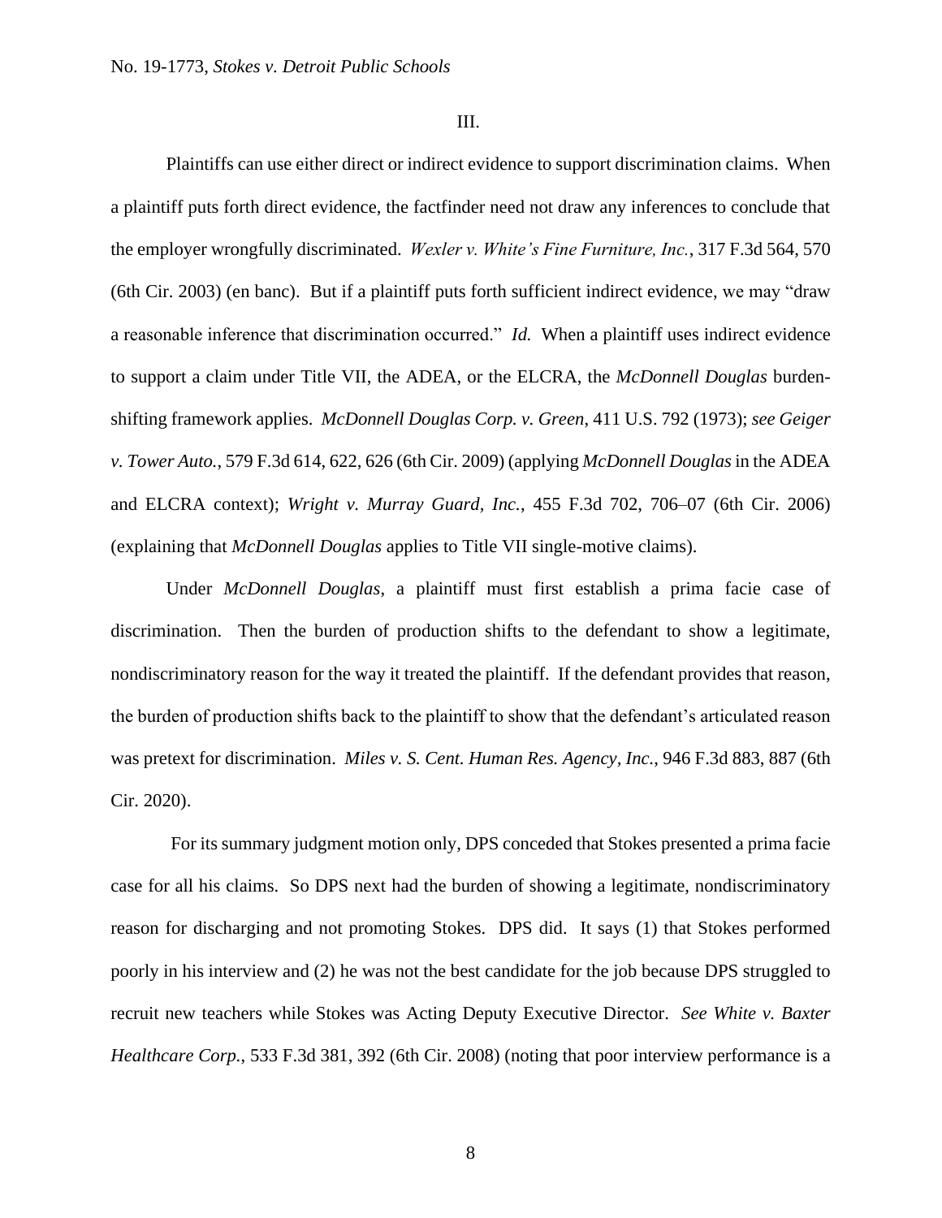III.

Plaintiffs can use either direct or indirect evidence to support discrimination claims. When a plaintiff puts forth direct evidence, the factfinder need not draw any inferences to conclude that the employer wrongfully discriminated. *Wexler v. White's Fine Furniture, Inc.*, 317 F.3d 564, 570 (6th Cir. 2003) (en banc). But if a plaintiff puts forth sufficient indirect evidence, we may "draw a reasonable inference that discrimination occurred." *Id.* When a plaintiff uses indirect evidence to support a claim under Title VII, the ADEA, or the ELCRA, the *McDonnell Douglas* burden-shifting framework applies. *McDonnell Douglas Corp. v. Green*, 411 U.S. 792 (1973); *see Geiger v. Tower Auto.*, 579 F.3d 614, 622, 626 (6th Cir. 2009) (applying *McDonnell Douglas* in the ADEA and ELCRA context); *Wright v. Murray Guard, Inc.*, 455 F.3d 702, 706–07 (6th Cir. 2006) (explaining that *McDonnell Douglas* applies to Title VII single-motive claims).

Under *McDonnell Douglas*, a plaintiff must first establish a prima facie case of discrimination. Then the burden of production shifts to the defendant to show a legitimate, nondiscriminatory reason for the way it treated the plaintiff. If the defendant provides that reason, the burden of production shifts back to the plaintiff to show that the defendant's articulated reason was pretext for discrimination. *Miles v. S. Cent. Human Res. Agency, Inc.*, 946 F.3d 883, 887 (6th Cir. 2020).

For its summary judgment motion only, DPS conceded that Stokes presented a prima facie case for all his claims. So DPS next had the burden of showing a legitimate, nondiscriminatory reason for discharging and not promoting Stokes. DPS did. It says (1) that Stokes performed poorly in his interview and (2) he was not the best candidate for the job because DPS struggled to recruit new teachers while Stokes was Acting Deputy Executive Director. *See White v. Baxter Healthcare Corp.*, 533 F.3d 381, 392 (6th Cir. 2008) (noting that poor interview performance is a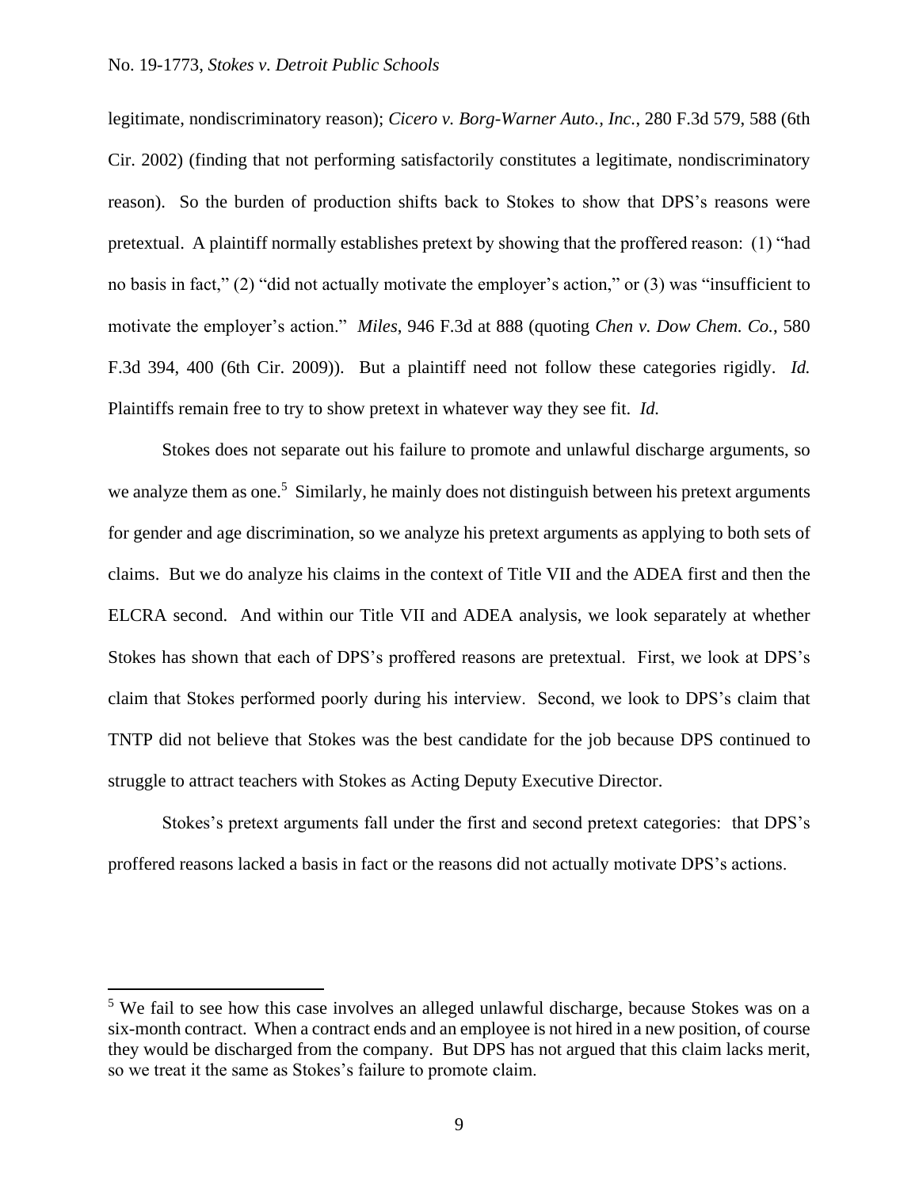legitimate, nondiscriminatory reason); *Cicero v. Borg-Warner Auto., Inc.*, 280 F.3d 579, 588 (6th Cir. 2002) (finding that not performing satisfactorily constitutes a legitimate, nondiscriminatory reason). So the burden of production shifts back to Stokes to show that DPS's reasons were pretextual. A plaintiff normally establishes pretext by showing that the proffered reason: (1) "had no basis in fact," (2) "did not actually motivate the employer's action," or (3) was "insufficient to motivate the employer's action." *Miles*, 946 F.3d at 888 (quoting *Chen v. Dow Chem. Co.*, 580 F.3d 394, 400 (6th Cir. 2009)). But a plaintiff need not follow these categories rigidly. *Id.* Plaintiffs remain free to try to show pretext in whatever way they see fit. *Id.*

Stokes does not separate out his failure to promote and unlawful discharge arguments, so we analyze them as one.[5] Similarly, he mainly does not distinguish between his pretext arguments for gender and age discrimination, so we analyze his pretext arguments as applying to both sets of claims. But we do analyze his claims in the context of Title VII and the ADEA first and then the ELCRA second. And within our Title VII and ADEA analysis, we look separately at whether Stokes has shown that each of DPS's proffered reasons are pretextual. First, we look at DPS's claim that Stokes performed poorly during his interview. Second, we look to DPS's claim that TNTP did not believe that Stokes was the best candidate for the job because DPS continued to struggle to attract teachers with Stokes as Acting Deputy Executive Director.

Stokes's pretext arguments fall under the first and second pretext categories: that DPS's proffered reasons lacked a basis in fact or the reasons did not actually motivate DPS's actions.

[5] We fail to see how this case involves an alleged unlawful discharge, because Stokes was on a six-month contract. When a contract ends and an employee is not hired in a new position, of course they would be discharged from the company. But DPS has not argued that this claim lacks merit, so we treat it the same as Stokes's failure to promote claim.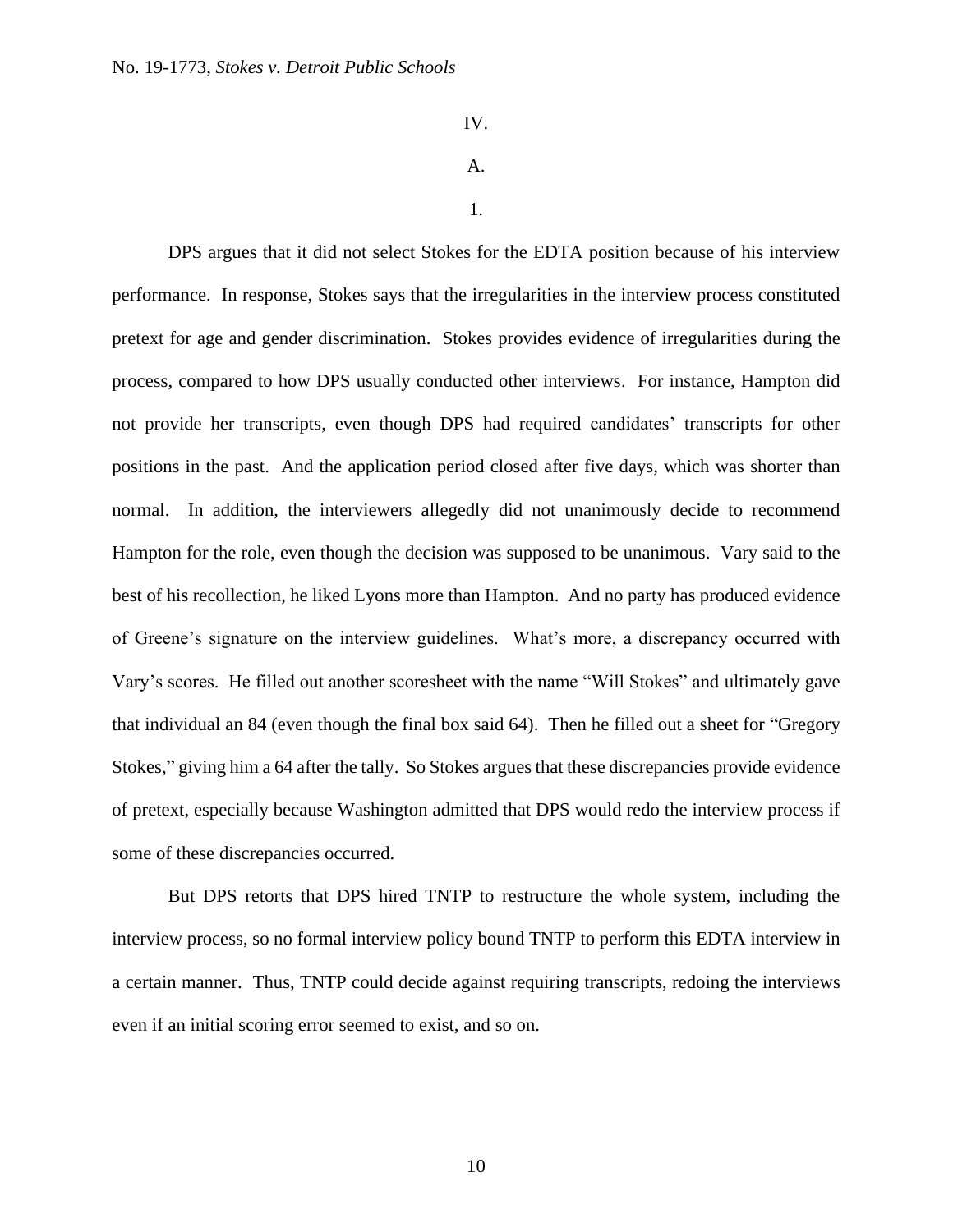IV.

A.

1.

DPS argues that it did not select Stokes for the EDTA position because of his interview performance. In response, Stokes says that the irregularities in the interview process constituted pretext for age and gender discrimination. Stokes provides evidence of irregularities during the process, compared to how DPS usually conducted other interviews. For instance, Hampton did not provide her transcripts, even though DPS had required candidates' transcripts for other positions in the past. And the application period closed after five days, which was shorter than normal. In addition, the interviewers allegedly did not unanimously decide to recommend Hampton for the role, even though the decision was supposed to be unanimous. Vary said to the best of his recollection, he liked Lyons more than Hampton. And no party has produced evidence of Greene's signature on the interview guidelines. What's more, a discrepancy occurred with Vary's scores. He filled out another scoresheet with the name "Will Stokes" and ultimately gave that individual an 84 (even though the final box said 64). Then he filled out a sheet for "Gregory Stokes," giving him a 64 after the tally. So Stokes argues that these discrepancies provide evidence of pretext, especially because Washington admitted that DPS would redo the interview process if some of these discrepancies occurred.

But DPS retorts that DPS hired TNTP to restructure the whole system, including the interview process, so no formal interview policy bound TNTP to perform this EDTA interview in a certain manner. Thus, TNTP could decide against requiring transcripts, redoing the interviews even if an initial scoring error seemed to exist, and so on.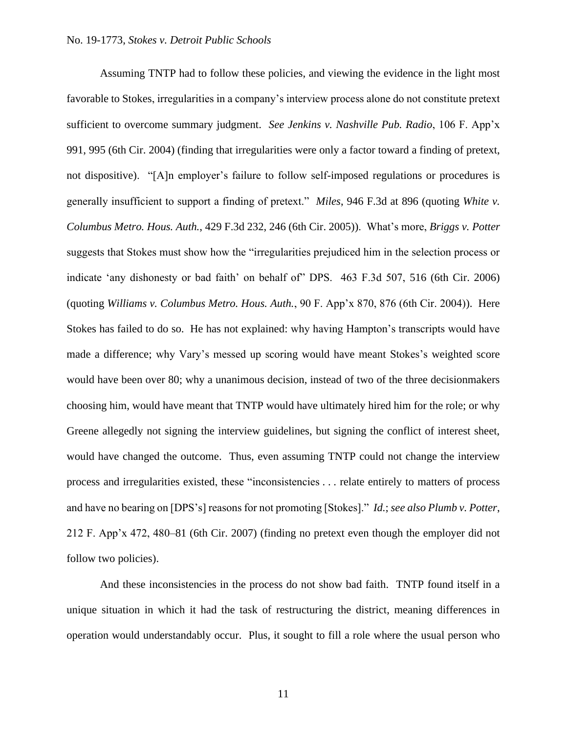Assuming TNTP had to follow these policies, and viewing the evidence in the light most favorable to Stokes, irregularities in a company's interview process alone do not constitute pretext sufficient to overcome summary judgment. *See Jenkins v. Nashville Pub. Radio*, 106 F. App'x 991, 995 (6th Cir. 2004) (finding that irregularities were only a factor toward a finding of pretext, not dispositive). "[A]n employer's failure to follow self-imposed regulations or procedures is generally insufficient to support a finding of pretext." *Miles*, 946 F.3d at 896 (quoting *White v. Columbus Metro. Hous. Auth.*, 429 F.3d 232, 246 (6th Cir. 2005)). What's more, *Briggs v. Potter* suggests that Stokes must show how the "irregularities prejudiced him in the selection process or indicate 'any dishonesty or bad faith' on behalf of" DPS. 463 F.3d 507, 516 (6th Cir. 2006) (quoting *Williams v. Columbus Metro. Hous. Auth.*, 90 F. App'x 870, 876 (6th Cir. 2004)). Here Stokes has failed to do so. He has not explained: why having Hampton's transcripts would have made a difference; why Vary's messed up scoring would have meant Stokes's weighted score would have been over 80; why a unanimous decision, instead of two of the three decisionmakers choosing him, would have meant that TNTP would have ultimately hired him for the role; or why Greene allegedly not signing the interview guidelines, but signing the conflict of interest sheet, would have changed the outcome. Thus, even assuming TNTP could not change the interview process and irregularities existed, these "inconsistencies . . . relate entirely to matters of process and have no bearing on [DPS's] reasons for not promoting [Stokes]." *Id.*; *see also Plumb v. Potter*, 212 F. App'x 472, 480–81 (6th Cir. 2007) (finding no pretext even though the employer did not follow two policies).

And these inconsistencies in the process do not show bad faith. TNTP found itself in a unique situation in which it had the task of restructuring the district, meaning differences in operation would understandably occur. Plus, it sought to fill a role where the usual person who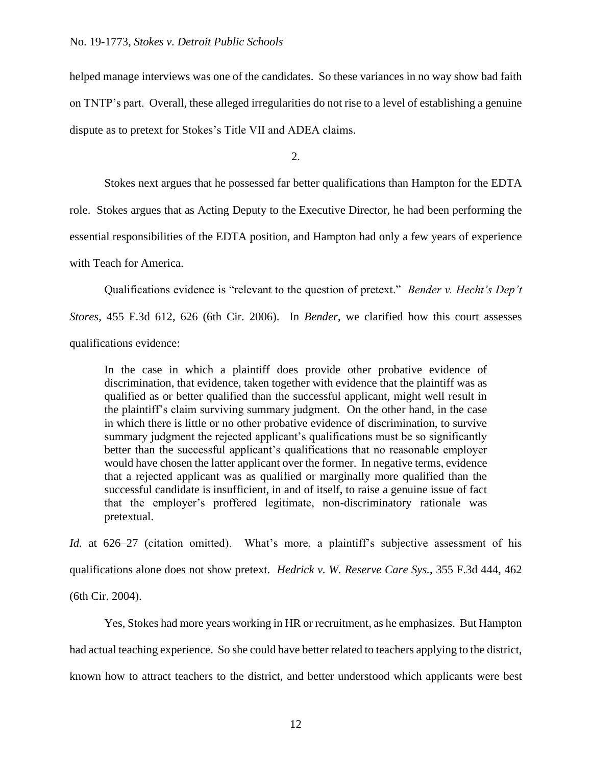helped manage interviews was one of the candidates. So these variances in no way show bad faith on TNTP's part. Overall, these alleged irregularities do not rise to a level of establishing a genuine dispute as to pretext for Stokes's Title VII and ADEA claims.

2.

Stokes next argues that he possessed far better qualifications than Hampton for the EDTA role. Stokes argues that as Acting Deputy to the Executive Director, he had been performing the essential responsibilities of the EDTA position, and Hampton had only a few years of experience with Teach for America.

Qualifications evidence is "relevant to the question of pretext." *Bender v. Hecht's Dep't Stores*, 455 F.3d 612, 626 (6th Cir. 2006). In *Bender*, we clarified how this court assesses qualifications evidence:

> In the case in which a plaintiff does provide other probative evidence of discrimination, that evidence, taken together with evidence that the plaintiff was as qualified as or better qualified than the successful applicant, might well result in the plaintiff's claim surviving summary judgment. On the other hand, in the case in which there is little or no other probative evidence of discrimination, to survive summary judgment the rejected applicant's qualifications must be so significantly better than the successful applicant's qualifications that no reasonable employer would have chosen the latter applicant over the former. In negative terms, evidence that a rejected applicant was as qualified or marginally more qualified than the successful candidate is insufficient, in and of itself, to raise a genuine issue of fact that the employer's proffered legitimate, non-discriminatory rationale was pretextual.

*Id.* at 626–27 (citation omitted). What's more, a plaintiff's subjective assessment of his qualifications alone does not show pretext. *Hedrick v. W. Reserve Care Sys.*, 355 F.3d 444, 462 (6th Cir. 2004).

Yes, Stokes had more years working in HR or recruitment, as he emphasizes. But Hampton had actual teaching experience. So she could have better related to teachers applying to the district, known how to attract teachers to the district, and better understood which applicants were best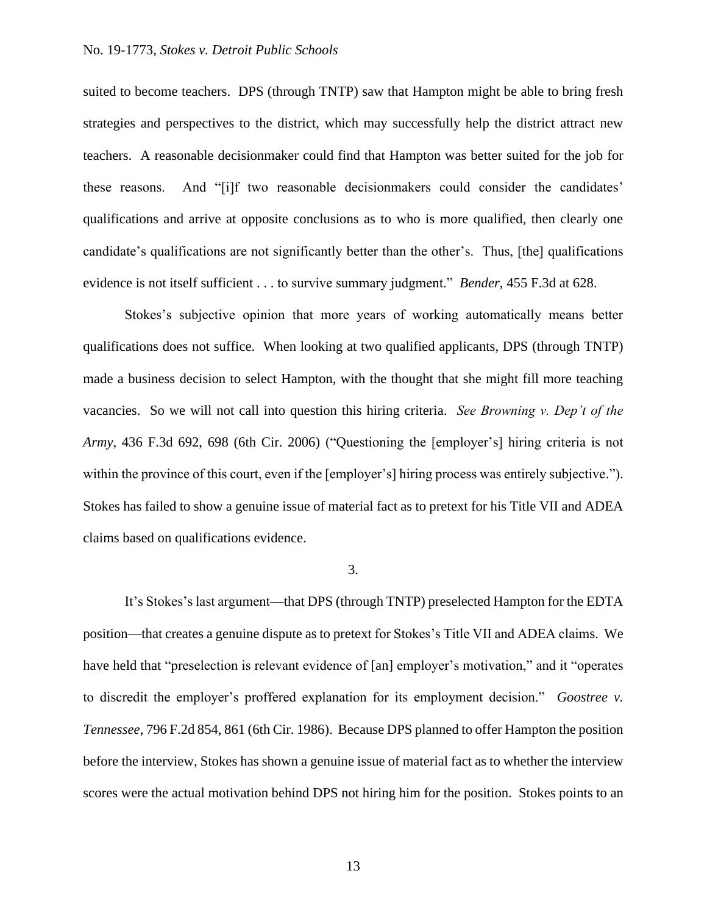suited to become teachers. DPS (through TNTP) saw that Hampton might be able to bring fresh strategies and perspectives to the district, which may successfully help the district attract new teachers. A reasonable decisionmaker could find that Hampton was better suited for the job for these reasons. And "[i]f two reasonable decisionmakers could consider the candidates' qualifications and arrive at opposite conclusions as to who is more qualified, then clearly one candidate's qualifications are not significantly better than the other's. Thus, [the] qualifications evidence is not itself sufficient . . . to survive summary judgment." *Bender*, 455 F.3d at 628.

Stokes's subjective opinion that more years of working automatically means better qualifications does not suffice. When looking at two qualified applicants, DPS (through TNTP) made a business decision to select Hampton, with the thought that she might fill more teaching vacancies. So we will not call into question this hiring criteria. *See Browning v. Dep't of the Army*, 436 F.3d 692, 698 (6th Cir. 2006) ("Questioning the [employer's] hiring criteria is not within the province of this court, even if the [employer's] hiring process was entirely subjective."). Stokes has failed to show a genuine issue of material fact as to pretext for his Title VII and ADEA claims based on qualifications evidence.

3.

It's Stokes's last argument—that DPS (through TNTP) preselected Hampton for the EDTA position—that creates a genuine dispute as to pretext for Stokes's Title VII and ADEA claims. We have held that "preselection is relevant evidence of [an] employer's motivation," and it "operates to discredit the employer's proffered explanation for its employment decision." *Goostree v. Tennessee*, 796 F.2d 854, 861 (6th Cir. 1986). Because DPS planned to offer Hampton the position before the interview, Stokes has shown a genuine issue of material fact as to whether the interview scores were the actual motivation behind DPS not hiring him for the position. Stokes points to an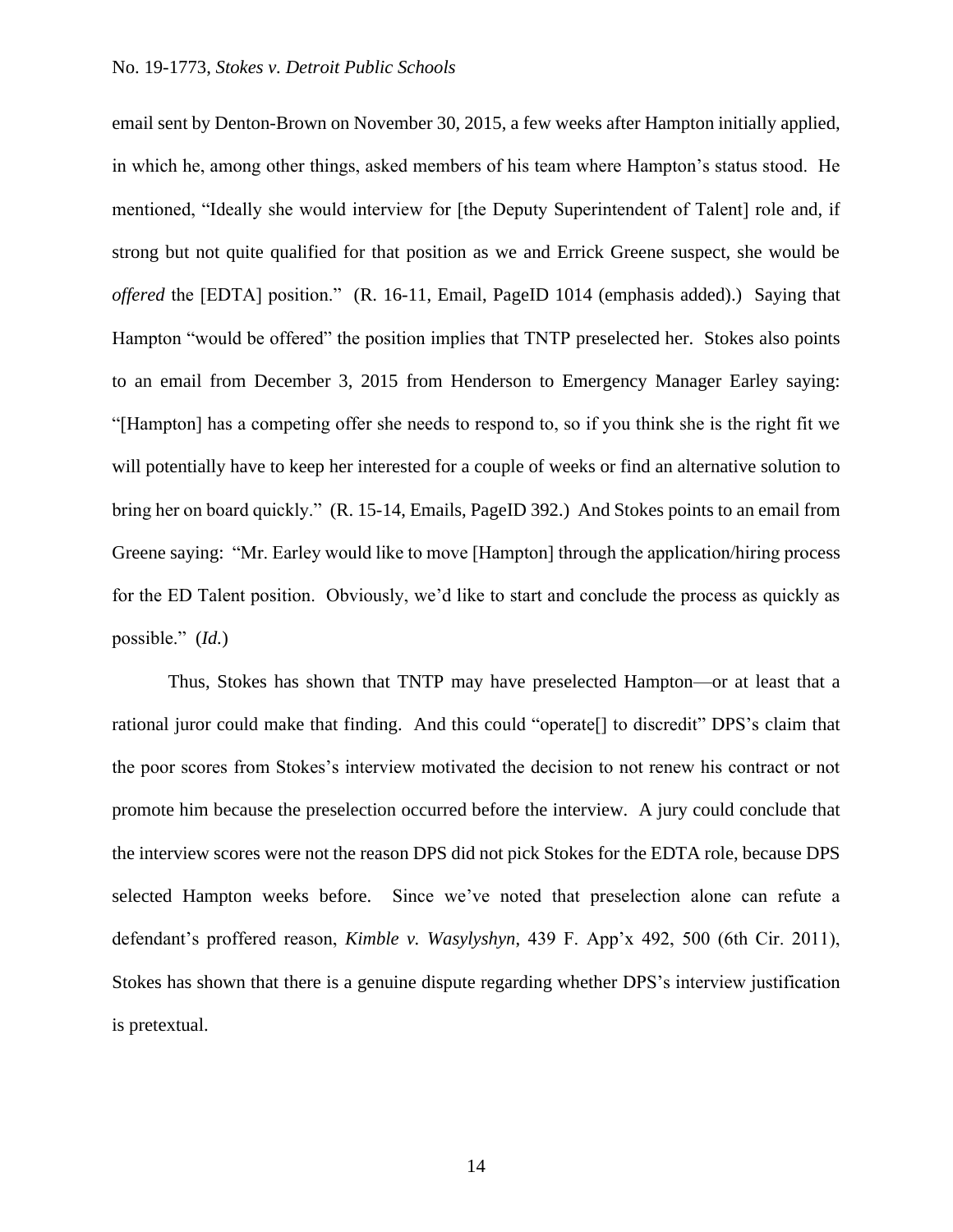email sent by Denton-Brown on November 30, 2015, a few weeks after Hampton initially applied, in which he, among other things, asked members of his team where Hampton's status stood. He mentioned, "Ideally she would interview for [the Deputy Superintendent of Talent] role and, if strong but not quite qualified for that position as we and Errick Greene suspect, she would be *offered* the [EDTA] position." (R. 16-11, Email, PageID 1014 (emphasis added).) Saying that Hampton "would be offered" the position implies that TNTP preselected her. Stokes also points to an email from December 3, 2015 from Henderson to Emergency Manager Earley saying: "[Hampton] has a competing offer she needs to respond to, so if you think she is the right fit we will potentially have to keep her interested for a couple of weeks or find an alternative solution to bring her on board quickly." (R. 15-14, Emails, PageID 392.) And Stokes points to an email from Greene saying: "Mr. Earley would like to move [Hampton] through the application/hiring process for the ED Talent position. Obviously, we'd like to start and conclude the process as quickly as possible." (*Id.*)

Thus, Stokes has shown that TNTP may have preselected Hampton—or at least that a rational juror could make that finding. And this could "operate[] to discredit" DPS's claim that the poor scores from Stokes's interview motivated the decision to not renew his contract or not promote him because the preselection occurred before the interview. A jury could conclude that the interview scores were not the reason DPS did not pick Stokes for the EDTA role, because DPS selected Hampton weeks before. Since we've noted that preselection alone can refute a defendant's proffered reason, *Kimble v. Wasylyshyn*, 439 F. App'x 492, 500 (6th Cir. 2011), Stokes has shown that there is a genuine dispute regarding whether DPS's interview justification is pretextual.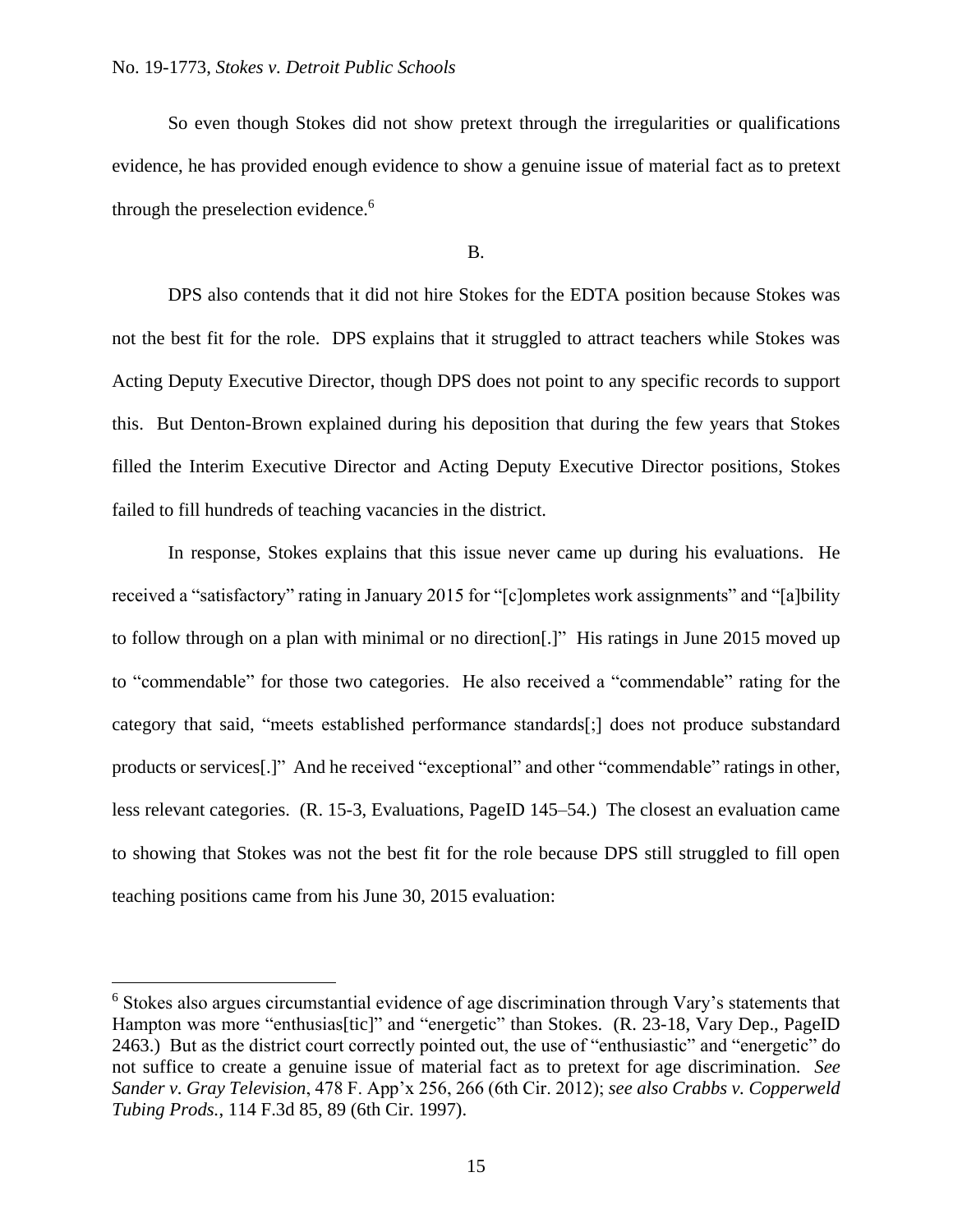So even though Stokes did not show pretext through the irregularities or qualifications evidence, he has provided enough evidence to show a genuine issue of material fact as to pretext through the preselection evidence.[6]

B.

DPS also contends that it did not hire Stokes for the EDTA position because Stokes was not the best fit for the role. DPS explains that it struggled to attract teachers while Stokes was Acting Deputy Executive Director, though DPS does not point to any specific records to support this. But Denton-Brown explained during his deposition that during the few years that Stokes filled the Interim Executive Director and Acting Deputy Executive Director positions, Stokes failed to fill hundreds of teaching vacancies in the district.

In response, Stokes explains that this issue never came up during his evaluations. He received a "satisfactory" rating in January 2015 for "[c]ompletes work assignments" and "[a]bility to follow through on a plan with minimal or no direction[.]" His ratings in June 2015 moved up to "commendable" for those two categories. He also received a "commendable" rating for the category that said, "meets established performance standards[;] does not produce substandard products or services[.]" And he received "exceptional" and other "commendable" ratings in other, less relevant categories. (R. 15-3, Evaluations, PageID 145–54.) The closest an evaluation came to showing that Stokes was not the best fit for the role because DPS still struggled to fill open teaching positions came from his June 30, 2015 evaluation:

---

[6] Stokes also argues circumstantial evidence of age discrimination through Vary's statements that Hampton was more "enthusias[tic]" and "energetic" than Stokes. (R. 23-18, Vary Dep., PageID 2463.) But as the district court correctly pointed out, the use of "enthusiastic" and "energetic" do not suffice to create a genuine issue of material fact as to pretext for age discrimination. *See Sander v. Gray Television*, 478 F. App'x 256, 266 (6th Cir. 2012); *see also Crabbs v. Copperweld Tubing Prods.*, 114 F.3d 85, 89 (6th Cir. 1997).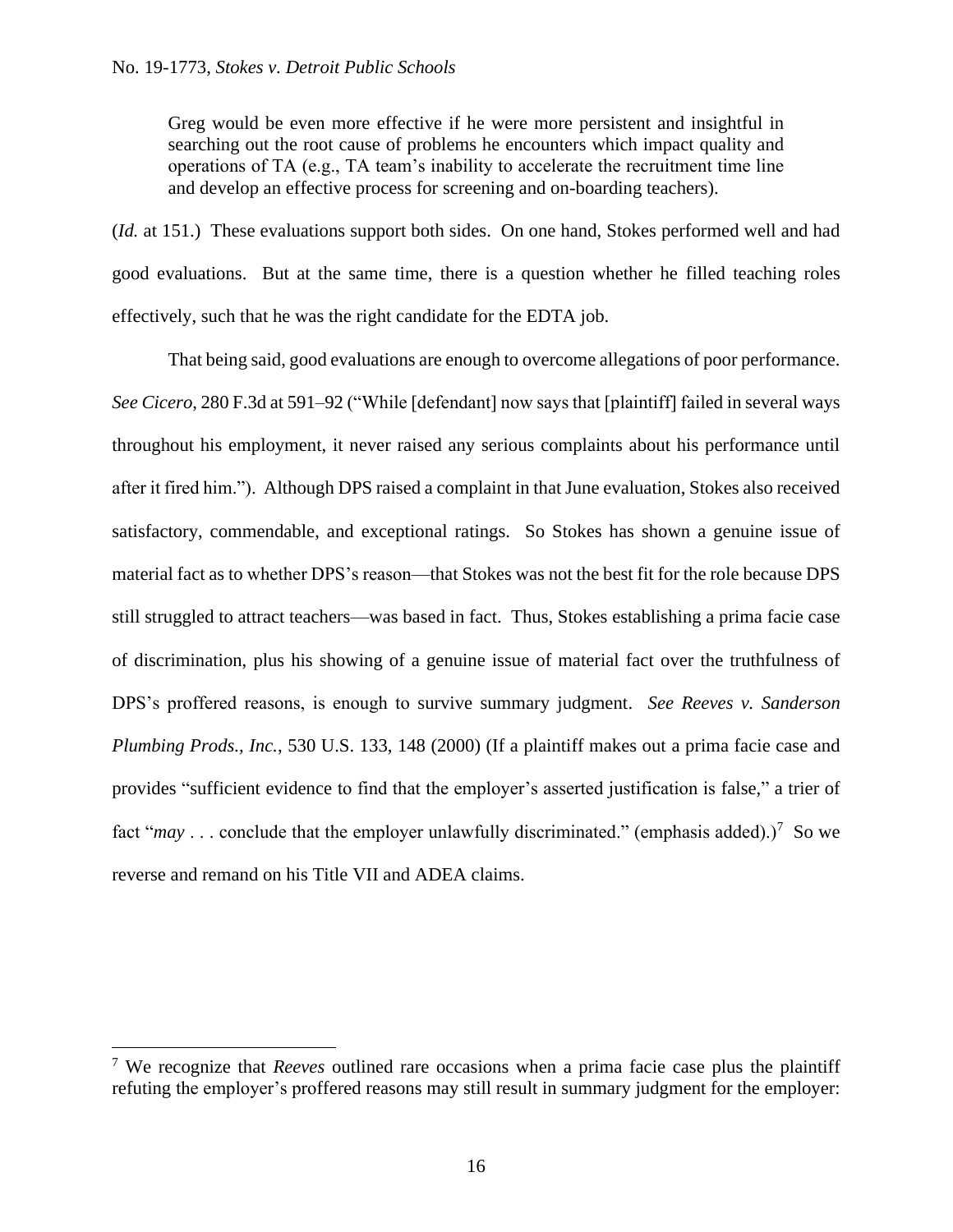> Greg would be even more effective if he were more persistent and insightful in searching out the root cause of problems he encounters which impact quality and operations of TA (e.g., TA team's inability to accelerate the recruitment time line and develop an effective process for screening and on-boarding teachers).

(*Id.* at 151.) These evaluations support both sides. On one hand, Stokes performed well and had good evaluations. But at the same time, there is a question whether he filled teaching roles effectively, such that he was the right candidate for the EDTA job.

That being said, good evaluations are enough to overcome allegations of poor performance. *See Cicero*, 280 F.3d at 591–92 ("While [defendant] now says that [plaintiff] failed in several ways throughout his employment, it never raised any serious complaints about his performance until after it fired him."). Although DPS raised a complaint in that June evaluation, Stokes also received satisfactory, commendable, and exceptional ratings. So Stokes has shown a genuine issue of material fact as to whether DPS's reason—that Stokes was not the best fit for the role because DPS still struggled to attract teachers—was based in fact. Thus, Stokes establishing a prima facie case of discrimination, plus his showing of a genuine issue of material fact over the truthfulness of DPS's proffered reasons, is enough to survive summary judgment. *See Reeves v. Sanderson Plumbing Prods., Inc.*, 530 U.S. 133, 148 (2000) (If a plaintiff makes out a prima facie case and provides "sufficient evidence to find that the employer's asserted justification is false," a trier of fact "*may* . . . conclude that the employer unlawfully discriminated." (emphasis added).)[7] So we reverse and remand on his Title VII and ADEA claims.

---

[7] We recognize that *Reeves* outlined rare occasions when a prima facie case plus the plaintiff refuting the employer's proffered reasons may still result in summary judgment for the employer: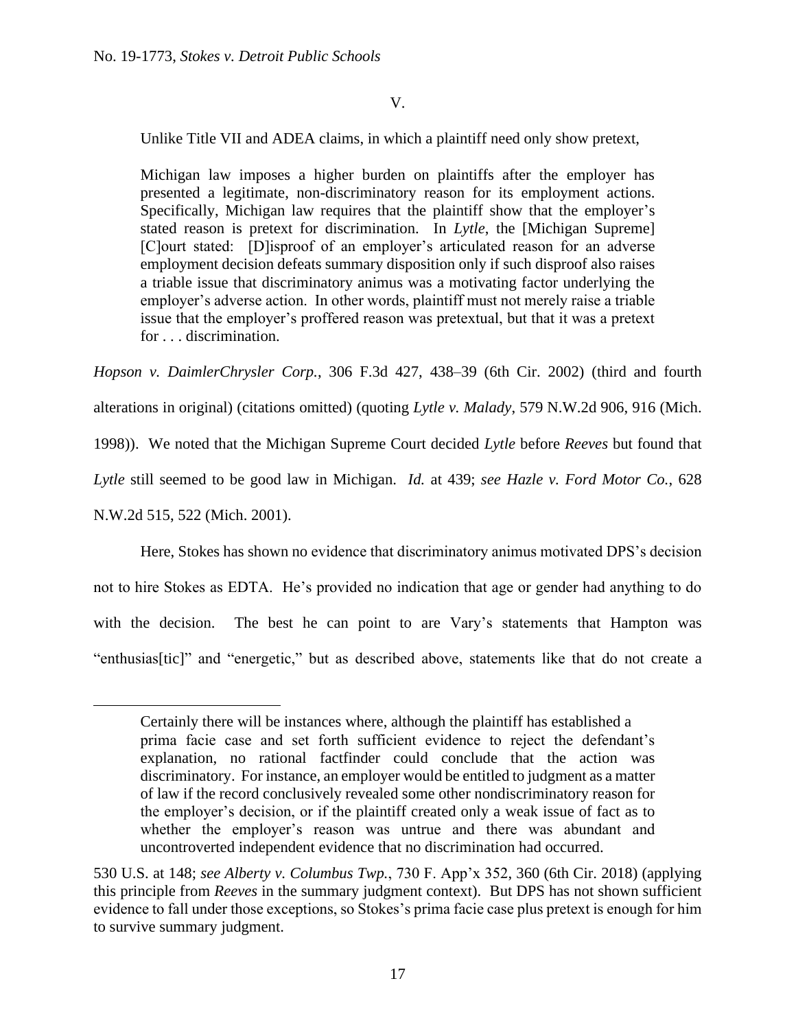V.

Unlike Title VII and ADEA claims, in which a plaintiff need only show pretext,

> Michigan law imposes a higher burden on plaintiffs after the employer has presented a legitimate, non-discriminatory reason for its employment actions. Specifically, Michigan law requires that the plaintiff show that the employer's stated reason is pretext for discrimination. In *Lytle*, the [Michigan Supreme] [C]ourt stated: [D]isproof of an employer's articulated reason for an adverse employment decision defeats summary disposition only if such disproof also raises a triable issue that discriminatory animus was a motivating factor underlying the employer's adverse action. In other words, plaintiff must not merely raise a triable issue that the employer's proffered reason was pretextual, but that it was a pretext for . . . discrimination.

*Hopson v. DaimlerChrysler Corp.*, 306 F.3d 427, 438–39 (6th Cir. 2002) (third and fourth alterations in original) (citations omitted) (quoting *Lytle v. Malady*, 579 N.W.2d 906, 916 (Mich. 1998)). We noted that the Michigan Supreme Court decided *Lytle* before *Reeves* but found that *Lytle* still seemed to be good law in Michigan. *Id.* at 439; *see Hazle v. Ford Motor Co.*, 628 N.W.2d 515, 522 (Mich. 2001).

Here, Stokes has shown no evidence that discriminatory animus motivated DPS's decision not to hire Stokes as EDTA. He's provided no indication that age or gender had anything to do with the decision. The best he can point to are Vary's statements that Hampton was "enthusias[tic]" and "energetic," but as described above, statements like that do not create a

---

> Certainly there will be instances where, although the plaintiff has established a prima facie case and set forth sufficient evidence to reject the defendant's explanation, no rational factfinder could conclude that the action was discriminatory. For instance, an employer would be entitled to judgment as a matter of law if the record conclusively revealed some other nondiscriminatory reason for the employer's decision, or if the plaintiff created only a weak issue of fact as to whether the employer's reason was untrue and there was abundant and uncontroverted independent evidence that no discrimination had occurred.

530 U.S. at 148; *see Alberty v. Columbus Twp.*, 730 F. App'x 352, 360 (6th Cir. 2018) (applying this principle from *Reeves* in the summary judgment context). But DPS has not shown sufficient evidence to fall under those exceptions, so Stokes's prima facie case plus pretext is enough for him to survive summary judgment.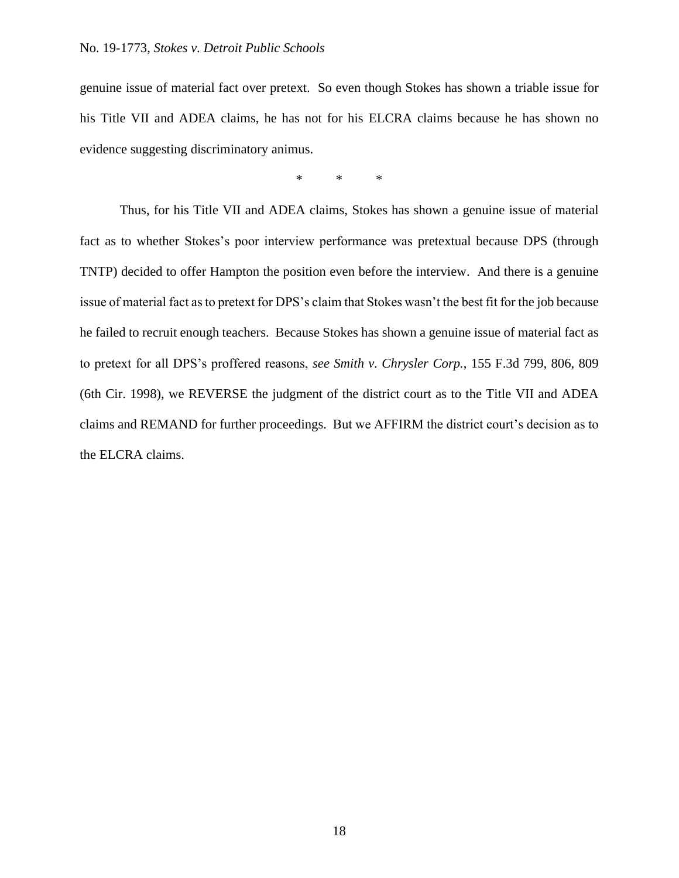genuine issue of material fact over pretext. So even though Stokes has shown a triable issue for his Title VII and ADEA claims, he has not for his ELCRA claims because he has shown no evidence suggesting discriminatory animus.

\* \* \*

Thus, for his Title VII and ADEA claims, Stokes has shown a genuine issue of material fact as to whether Stokes's poor interview performance was pretextual because DPS (through TNTP) decided to offer Hampton the position even before the interview. And there is a genuine issue of material fact as to pretext for DPS's claim that Stokes wasn't the best fit for the job because he failed to recruit enough teachers. Because Stokes has shown a genuine issue of material fact as to pretext for all DPS's proffered reasons, *see Smith v. Chrysler Corp.*, 155 F.3d 799, 806, 809 (6th Cir. 1998), we REVERSE the judgment of the district court as to the Title VII and ADEA claims and REMAND for further proceedings. But we AFFIRM the district court's decision as to the ELCRA claims.